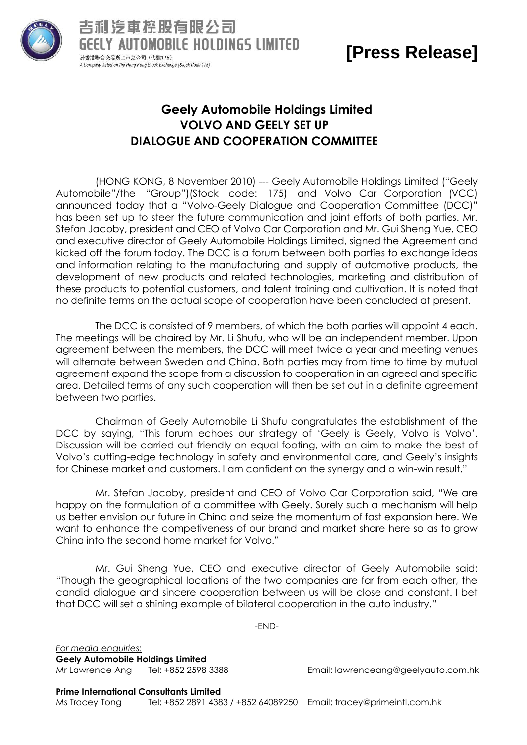吉利汽車控股有限公司
GEELY AUTOMOBILE HOLDINGS LIMITED
於香港聯合交易所上市之公司（代號175）
*A Company listed on the Hong Kong Stock Exchange (Stock Code 175)*

**[Press Release]**

# Geely Automobile Holdings Limited
## VOLVO AND GEELY SET UP DIALOGUE AND COOPERATION COMMITTEE

(HONG KONG, 8 November 2010) --- Geely Automobile Holdings Limited ("Geely Automobile"/the "Group")(Stock code: 175) and Volvo Car Corporation (VCC) announced today that a "Volvo-Geely Dialogue and Cooperation Committee (DCC)" has been set up to steer the future communication and joint efforts of both parties. Mr. Stefan Jacoby, president and CEO of Volvo Car Corporation and Mr. Gui Sheng Yue, CEO and executive director of Geely Automobile Holdings Limited, signed the Agreement and kicked off the forum today. The DCC is a forum between both parties to exchange ideas and information relating to the manufacturing and supply of automotive products, the development of new products and related technologies, marketing and distribution of these products to potential customers, and talent training and cultivation. It is noted that no definite terms on the actual scope of cooperation have been concluded at present.

The DCC is consisted of 9 members, of which the both parties will appoint 4 each. The meetings will be chaired by Mr. Li Shufu, who will be an independent member. Upon agreement between the members, the DCC will meet twice a year and meeting venues will alternate between Sweden and China. Both parties may from time to time by mutual agreement expand the scope from a discussion to cooperation in an agreed and specific area. Detailed terms of any such cooperation will then be set out in a definite agreement between two parties.

Chairman of Geely Automobile Li Shufu congratulates the establishment of the DCC by saying, "This forum echoes our strategy of 'Geely is Geely, Volvo is Volvo'. Discussion will be carried out friendly on equal footing, with an aim to make the best of Volvo's cutting-edge technology in safety and environmental care, and Geely's insights for Chinese market and customers. I am confident on the synergy and a win-win result."

Mr. Stefan Jacoby, president and CEO of Volvo Car Corporation said, "We are happy on the formulation of a committee with Geely. Surely such a mechanism will help us better envision our future in China and seize the momentum of fast expansion here. We want to enhance the competiveness of our brand and market share here so as to grow China into the second home market for Volvo."

Mr. Gui Sheng Yue, CEO and executive director of Geely Automobile said: "Though the geographical locations of the two companies are far from each other, the candid dialogue and sincere cooperation between us will be close and constant. I bet that DCC will set a shining example of bilateral cooperation in the auto industry."

-END-

*For media enquiries:*

**Geely Automobile Holdings Limited**
Mr Lawrence Ang Tel: +852 2598 3388 Email: lawrenceang@geelyauto.com.hk

**Prime International Consultants Limited**
Ms Tracey Tong Tel: +852 2891 4383 / +852 64089250 Email: tracey@primeintl.com.hk